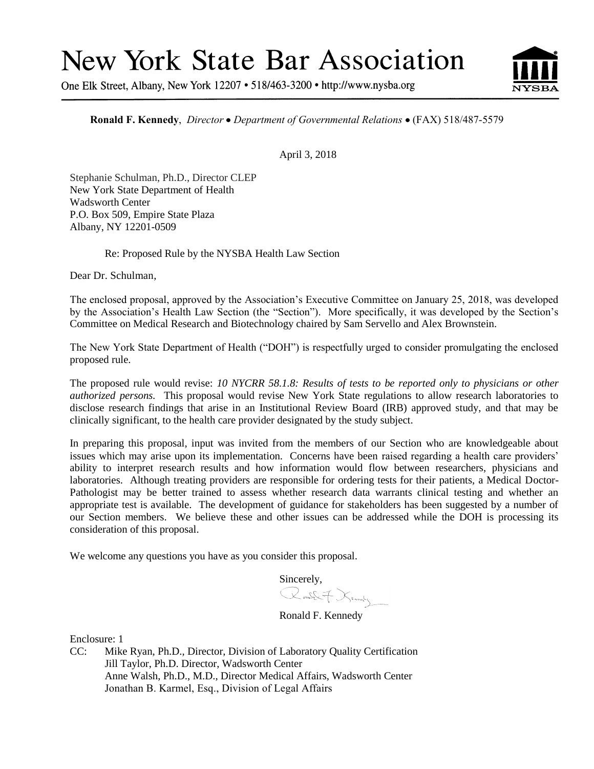# New York State Bar Association

One Elk Street, Albany, New York 12207 • 518/463-3200 • http://www.nysba.org

NYSBA

**Ronald F. Kennedy**, *Director • Department of Governmental Relations* • (FAX) 518/487-5579

April 3, 2018

Stephanie Schulman, Ph.D., Director CLEP
New York State Department of Health
Wadsworth Center
P.O. Box 509, Empire State Plaza
Albany, NY 12201-0509

Re: Proposed Rule by the NYSBA Health Law Section

Dear Dr. Schulman,

The enclosed proposal, approved by the Association's Executive Committee on January 25, 2018, was developed by the Association's Health Law Section (the "Section"). More specifically, it was developed by the Section's Committee on Medical Research and Biotechnology chaired by Sam Servello and Alex Brownstein.

The New York State Department of Health ("DOH") is respectfully urged to consider promulgating the enclosed proposed rule.

The proposed rule would revise: *10 NYCRR 58.1.8: Results of tests to be reported only to physicians or other authorized persons.* This proposal would revise New York State regulations to allow research laboratories to disclose research findings that arise in an Institutional Review Board (IRB) approved study, and that may be clinically significant, to the health care provider designated by the study subject.

In preparing this proposal, input was invited from the members of our Section who are knowledgeable about issues which may arise upon its implementation. Concerns have been raised regarding a health care providers' ability to interpret research results and how information would flow between researchers, physicians and laboratories. Although treating providers are responsible for ordering tests for their patients, a Medical Doctor-Pathologist may be better trained to assess whether research data warrants clinical testing and whether an appropriate test is available. The development of guidance for stakeholders has been suggested by a number of our Section members. We believe these and other issues can be addressed while the DOH is processing its consideration of this proposal.

We welcome any questions you have as you consider this proposal.

Sincerely,

Ronald F. Kennedy

Enclosure: 1

CC: Mike Ryan, Ph.D., Director, Division of Laboratory Quality Certification
Jill Taylor, Ph.D. Director, Wadsworth Center
Anne Walsh, Ph.D., M.D., Director Medical Affairs, Wadsworth Center
Jonathan B. Karmel, Esq., Division of Legal Affairs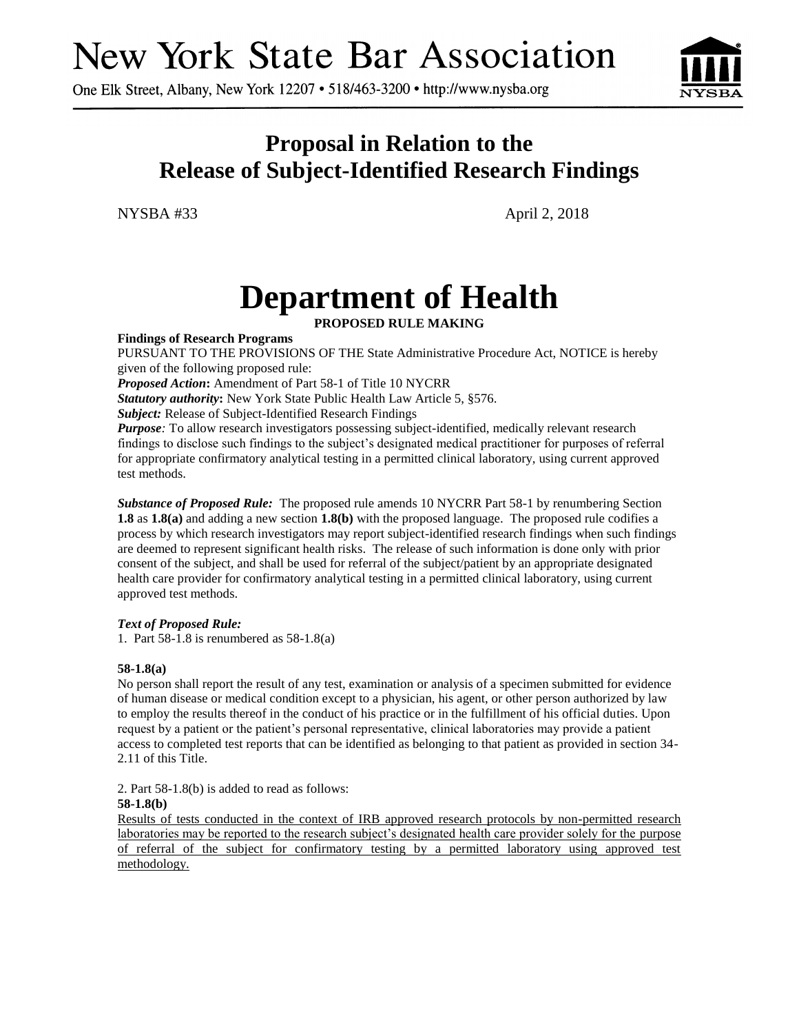# New York State Bar Association

One Elk Street, Albany, New York 12207 • 518/463-3200 • http://www.nysba.org

## Proposal in Relation to the Release of Subject-Identified Research Findings

NYSBA #33 April 2, 2018

# Department of Health

**PROPOSED RULE MAKING**

**Findings of Research Programs**

PURSUANT TO THE PROVISIONS OF THE State Administrative Procedure Act, NOTICE is hereby given of the following proposed rule:

***Proposed Action*:** Amendment of Part 58-1 of Title 10 NYCRR

***Statutory authority*:** New York State Public Health Law Article 5, §576.

***Subject:*** Release of Subject-Identified Research Findings

***Purpose****:* To allow research investigators possessing subject-identified, medically relevant research findings to disclose such findings to the subject's designated medical practitioner for purposes of referral for appropriate confirmatory analytical testing in a permitted clinical laboratory, using current approved test methods.

***Substance of Proposed Rule:*** The proposed rule amends 10 NYCRR Part 58-1 by renumbering Section **1.8** as **1.8(a)** and adding a new section **1.8(b)** with the proposed language. The proposed rule codifies a process by which research investigators may report subject-identified research findings when such findings are deemed to represent significant health risks. The release of such information is done only with prior consent of the subject, and shall be used for referral of the subject/patient by an appropriate designated health care provider for confirmatory analytical testing in a permitted clinical laboratory, using current approved test methods.

***Text of Proposed Rule:***

1. Part 58-1.8 is renumbered as 58-1.8(a)

**58-1.8(a)**

No person shall report the result of any test, examination or analysis of a specimen submitted for evidence of human disease or medical condition except to a physician, his agent, or other person authorized by law to employ the results thereof in the conduct of his practice or in the fulfillment of his official duties. Upon request by a patient or the patient's personal representative, clinical laboratories may provide a patient access to completed test reports that can be identified as belonging to that patient as provided in section 34-2.11 of this Title.

2. Part 58-1.8(b) is added to read as follows:

**58-1.8(b)**

<u>Results of tests conducted in the context of IRB approved research protocols by non-permitted research laboratories may be reported to the research subject's designated health care provider solely for the purpose of referral of the subject for confirmatory testing by a permitted laboratory using approved test methodology.</u>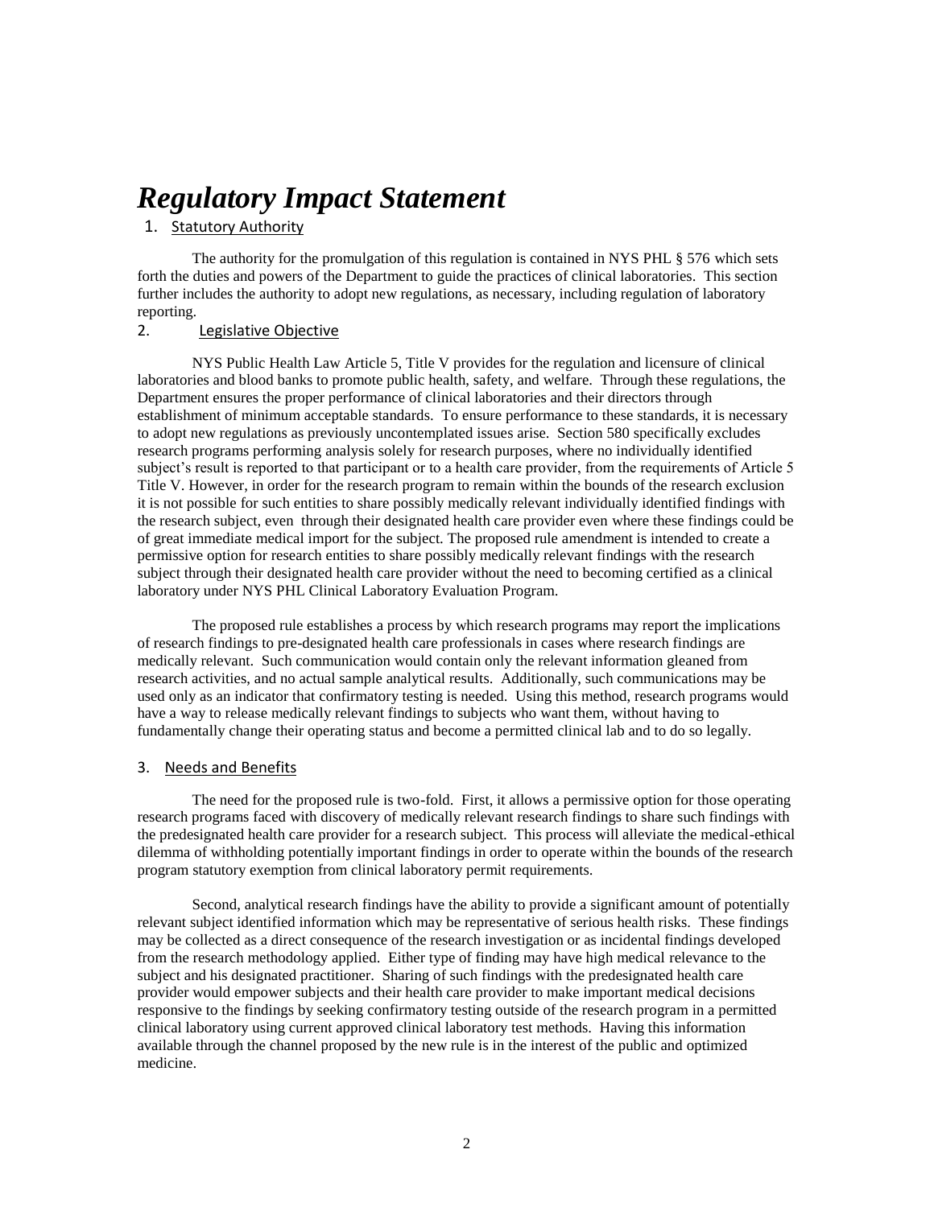# *Regulatory Impact Statement*

1. Statutory Authority

The authority for the promulgation of this regulation is contained in NYS PHL § 576 which sets forth the duties and powers of the Department to guide the practices of clinical laboratories. This section further includes the authority to adopt new regulations, as necessary, including regulation of laboratory reporting.

2. Legislative Objective

NYS Public Health Law Article 5, Title V provides for the regulation and licensure of clinical laboratories and blood banks to promote public health, safety, and welfare. Through these regulations, the Department ensures the proper performance of clinical laboratories and their directors through establishment of minimum acceptable standards. To ensure performance to these standards, it is necessary to adopt new regulations as previously uncontemplated issues arise. Section 580 specifically excludes research programs performing analysis solely for research purposes, where no individually identified subject's result is reported to that participant or to a health care provider, from the requirements of Article 5 Title V. However, in order for the research program to remain within the bounds of the research exclusion it is not possible for such entities to share possibly medically relevant individually identified findings with the research subject, even through their designated health care provider even where these findings could be of great immediate medical import for the subject. The proposed rule amendment is intended to create a permissive option for research entities to share possibly medically relevant findings with the research subject through their designated health care provider without the need to becoming certified as a clinical laboratory under NYS PHL Clinical Laboratory Evaluation Program.

The proposed rule establishes a process by which research programs may report the implications of research findings to pre-designated health care professionals in cases where research findings are medically relevant. Such communication would contain only the relevant information gleaned from research activities, and no actual sample analytical results. Additionally, such communications may be used only as an indicator that confirmatory testing is needed. Using this method, research programs would have a way to release medically relevant findings to subjects who want them, without having to fundamentally change their operating status and become a permitted clinical lab and to do so legally.

3. Needs and Benefits

The need for the proposed rule is two-fold. First, it allows a permissive option for those operating research programs faced with discovery of medically relevant research findings to share such findings with the predesignated health care provider for a research subject. This process will alleviate the medical-ethical dilemma of withholding potentially important findings in order to operate within the bounds of the research program statutory exemption from clinical laboratory permit requirements.

Second, analytical research findings have the ability to provide a significant amount of potentially relevant subject identified information which may be representative of serious health risks. These findings may be collected as a direct consequence of the research investigation or as incidental findings developed from the research methodology applied. Either type of finding may have high medical relevance to the subject and his designated practitioner. Sharing of such findings with the predesignated health care provider would empower subjects and their health care provider to make important medical decisions responsive to the findings by seeking confirmatory testing outside of the research program in a permitted clinical laboratory using current approved clinical laboratory test methods. Having this information available through the channel proposed by the new rule is in the interest of the public and optimized medicine.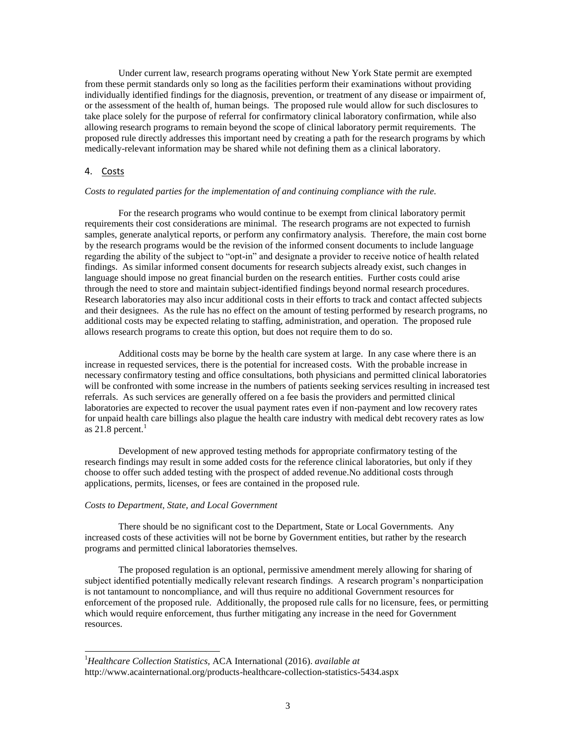Under current law, research programs operating without New York State permit are exempted from these permit standards only so long as the facilities perform their examinations without providing individually identified findings for the diagnosis, prevention, or treatment of any disease or impairment of, or the assessment of the health of, human beings. The proposed rule would allow for such disclosures to take place solely for the purpose of referral for confirmatory clinical laboratory confirmation, while also allowing research programs to remain beyond the scope of clinical laboratory permit requirements. The proposed rule directly addresses this important need by creating a path for the research programs by which medically-relevant information may be shared while not defining them as a clinical laboratory.

## 4. Costs

*Costs to regulated parties for the implementation of and continuing compliance with the rule.*

For the research programs who would continue to be exempt from clinical laboratory permit requirements their cost considerations are minimal. The research programs are not expected to furnish samples, generate analytical reports, or perform any confirmatory analysis. Therefore, the main cost borne by the research programs would be the revision of the informed consent documents to include language regarding the ability of the subject to "opt-in" and designate a provider to receive notice of health related findings. As similar informed consent documents for research subjects already exist, such changes in language should impose no great financial burden on the research entities. Further costs could arise through the need to store and maintain subject-identified findings beyond normal research procedures. Research laboratories may also incur additional costs in their efforts to track and contact affected subjects and their designees. As the rule has no effect on the amount of testing performed by research programs, no additional costs may be expected relating to staffing, administration, and operation. The proposed rule allows research programs to create this option, but does not require them to do so.

Additional costs may be borne by the health care system at large. In any case where there is an increase in requested services, there is the potential for increased costs. With the probable increase in necessary confirmatory testing and office consultations, both physicians and permitted clinical laboratories will be confronted with some increase in the numbers of patients seeking services resulting in increased test referrals. As such services are generally offered on a fee basis the providers and permitted clinical laboratories are expected to recover the usual payment rates even if non-payment and low recovery rates for unpaid health care billings also plague the health care industry with medical debt recovery rates as low as 21.8 percent.[1]

Development of new approved testing methods for appropriate confirmatory testing of the research findings may result in some added costs for the reference clinical laboratories, but only if they choose to offer such added testing with the prospect of added revenue.No additional costs through applications, permits, licenses, or fees are contained in the proposed rule.

*Costs to Department, State, and Local Government*

There should be no significant cost to the Department, State or Local Governments. Any increased costs of these activities will not be borne by Government entities, but rather by the research programs and permitted clinical laboratories themselves.

The proposed regulation is an optional, permissive amendment merely allowing for sharing of subject identified potentially medically relevant research findings. A research program's nonparticipation is not tantamount to noncompliance, and will thus require no additional Government resources for enforcement of the proposed rule. Additionally, the proposed rule calls for no licensure, fees, or permitting which would require enforcement, thus further mitigating any increase in the need for Government resources.

---

[1] *Healthcare Collection Statistics,* ACA International (2016). *available at* http://www.acainternational.org/products-healthcare-collection-statistics-5434.aspx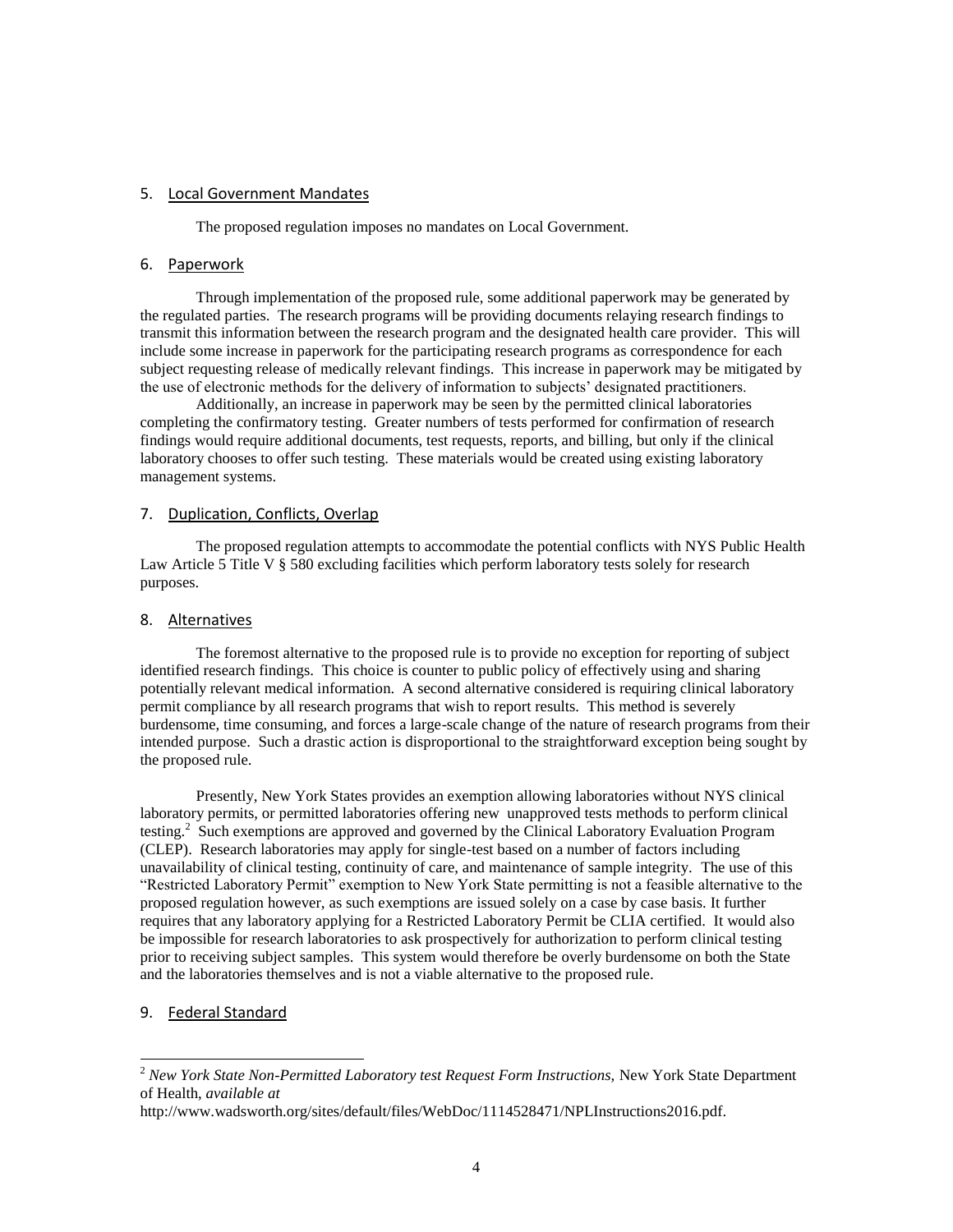## 5. Local Government Mandates

The proposed regulation imposes no mandates on Local Government.

## 6. Paperwork

Through implementation of the proposed rule, some additional paperwork may be generated by the regulated parties. The research programs will be providing documents relaying research findings to transmit this information between the research program and the designated health care provider. This will include some increase in paperwork for the participating research programs as correspondence for each subject requesting release of medically relevant findings. This increase in paperwork may be mitigated by the use of electronic methods for the delivery of information to subjects' designated practitioners.

Additionally, an increase in paperwork may be seen by the permitted clinical laboratories completing the confirmatory testing. Greater numbers of tests performed for confirmation of research findings would require additional documents, test requests, reports, and billing, but only if the clinical laboratory chooses to offer such testing. These materials would be created using existing laboratory management systems.

## 7. Duplication, Conflicts, Overlap

The proposed regulation attempts to accommodate the potential conflicts with NYS Public Health Law Article 5 Title V § 580 excluding facilities which perform laboratory tests solely for research purposes.

## 8. Alternatives

The foremost alternative to the proposed rule is to provide no exception for reporting of subject identified research findings. This choice is counter to public policy of effectively using and sharing potentially relevant medical information. A second alternative considered is requiring clinical laboratory permit compliance by all research programs that wish to report results. This method is severely burdensome, time consuming, and forces a large-scale change of the nature of research programs from their intended purpose. Such a drastic action is disproportional to the straightforward exception being sought by the proposed rule.

Presently, New York States provides an exemption allowing laboratories without NYS clinical laboratory permits, or permitted laboratories offering new unapproved tests methods to perform clinical testing.[2] Such exemptions are approved and governed by the Clinical Laboratory Evaluation Program (CLEP). Research laboratories may apply for single-test based on a number of factors including unavailability of clinical testing, continuity of care, and maintenance of sample integrity. The use of this "Restricted Laboratory Permit" exemption to New York State permitting is not a feasible alternative to the proposed regulation however, as such exemptions are issued solely on a case by case basis. It further requires that any laboratory applying for a Restricted Laboratory Permit be CLIA certified. It would also be impossible for research laboratories to ask prospectively for authorization to perform clinical testing prior to receiving subject samples. This system would therefore be overly burdensome on both the State and the laboratories themselves and is not a viable alternative to the proposed rule.

## 9. Federal Standard

---

[2] *New York State Non-Permitted Laboratory test Request Form Instructions,* New York State Department of Health, *available at* http://www.wadsworth.org/sites/default/files/WebDoc/1114528471/NPLInstructions2016.pdf.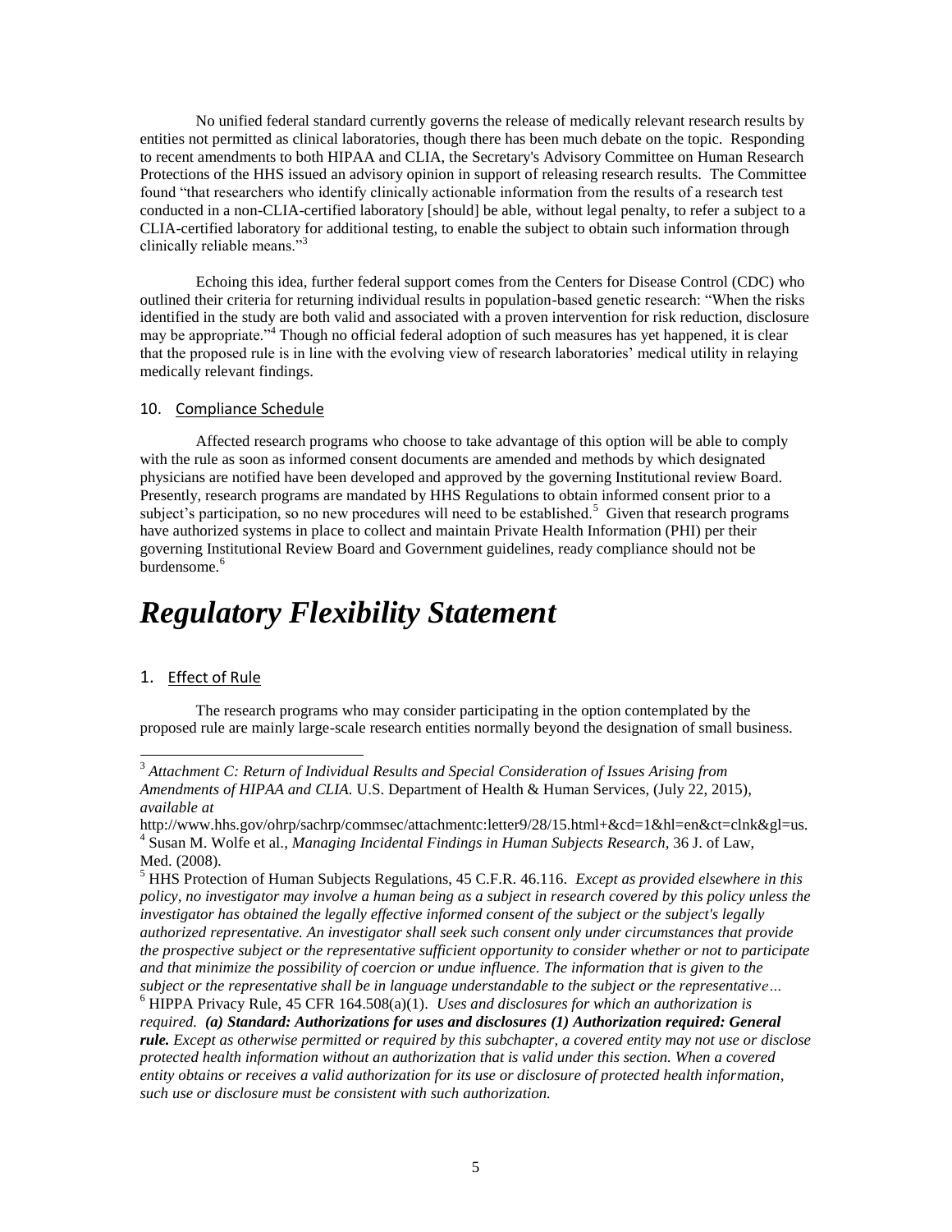No unified federal standard currently governs the release of medically relevant research results by entities not permitted as clinical laboratories, though there has been much debate on the topic. Responding to recent amendments to both HIPAA and CLIA, the Secretary's Advisory Committee on Human Research Protections of the HHS issued an advisory opinion in support of releasing research results. The Committee found "that researchers who identify clinically actionable information from the results of a research test conducted in a non-CLIA-certified laboratory [should] be able, without legal penalty, to refer a subject to a CLIA-certified laboratory for additional testing, to enable the subject to obtain such information through clinically reliable means."[3]

Echoing this idea, further federal support comes from the Centers for Disease Control (CDC) who outlined their criteria for returning individual results in population-based genetic research: "When the risks identified in the study are both valid and associated with a proven intervention for risk reduction, disclosure may be appropriate."[4] Though no official federal adoption of such measures has yet happened, it is clear that the proposed rule is in line with the evolving view of research laboratories' medical utility in relaying medically relevant findings.

### 10. Compliance Schedule

Affected research programs who choose to take advantage of this option will be able to comply with the rule as soon as informed consent documents are amended and methods by which designated physicians are notified have been developed and approved by the governing Institutional review Board. Presently, research programs are mandated by HHS Regulations to obtain informed consent prior to a subject's participation, so no new procedures will need to be established.[5] Given that research programs have authorized systems in place to collect and maintain Private Health Information (PHI) per their governing Institutional Review Board and Government guidelines, ready compliance should not be burdensome.[6]

# *Regulatory Flexibility Statement*

### 1. Effect of Rule

The research programs who may consider participating in the option contemplated by the proposed rule are mainly large-scale research entities normally beyond the designation of small business.

---

[3] *Attachment C: Return of Individual Results and Special Consideration of Issues Arising from Amendments of HIPAA and CLIA.* U.S. Department of Health & Human Services, (July 22, 2015), *available at* http://www.hhs.gov/ohrp/sachrp/commsec/attachmentc:letter9/28/15.html+&cd=1&hl=en&ct=clnk&gl=us.

[4] Susan M. Wolfe et al., *Managing Incidental Findings in Human Subjects Research,* 36 J. of Law, Med. (2008).

[5] HHS Protection of Human Subjects Regulations, 45 C.F.R. 46.116. *Except as provided elsewhere in this policy, no investigator may involve a human being as a subject in research covered by this policy unless the investigator has obtained the legally effective informed consent of the subject or the subject's legally authorized representative. An investigator shall seek such consent only under circumstances that provide the prospective subject or the representative sufficient opportunity to consider whether or not to participate and that minimize the possibility of coercion or undue influence. The information that is given to the subject or the representative shall be in language understandable to the subject or the representative…*

[6] HIPPA Privacy Rule, 45 CFR 164.508(a)(1). *Uses and disclosures for which an authorization is required.* ***(a) Standard: Authorizations for uses and disclosures (1) Authorization required: General rule.*** *Except as otherwise permitted or required by this subchapter, a covered entity may not use or disclose protected health information without an authorization that is valid under this section. When a covered entity obtains or receives a valid authorization for its use or disclosure of protected health information, such use or disclosure must be consistent with such authorization.*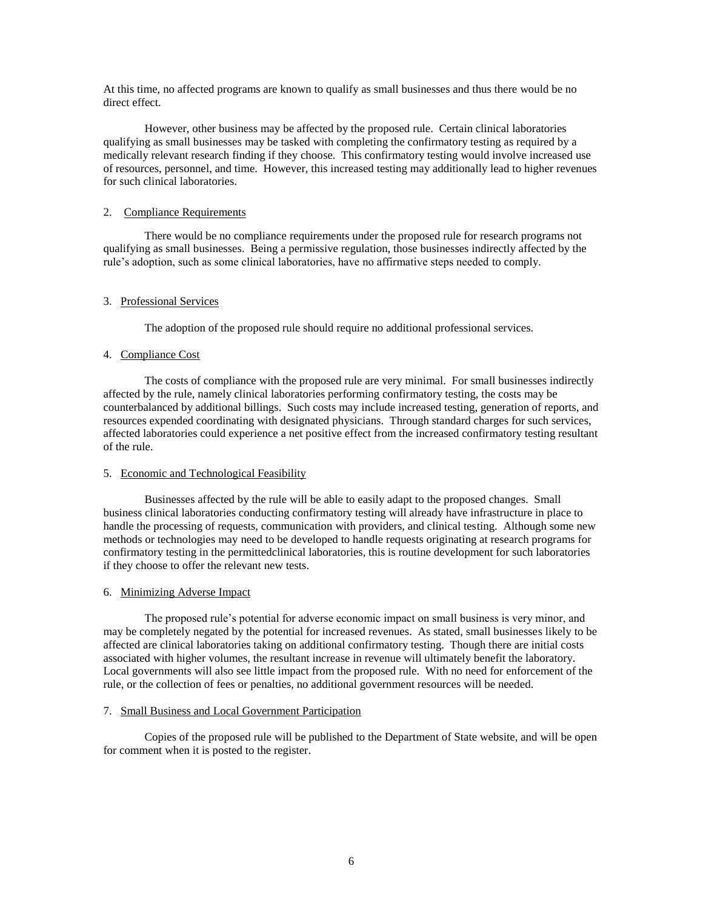At this time, no affected programs are known to qualify as small businesses and thus there would be no direct effect.

However, other business may be affected by the proposed rule. Certain clinical laboratories qualifying as small businesses may be tasked with completing the confirmatory testing as required by a medically relevant research finding if they choose. This confirmatory testing would involve increased use of resources, personnel, and time. However, this increased testing may additionally lead to higher revenues for such clinical laboratories.

2. Compliance Requirements

There would be no compliance requirements under the proposed rule for research programs not qualifying as small businesses. Being a permissive regulation, those businesses indirectly affected by the rule's adoption, such as some clinical laboratories, have no affirmative steps needed to comply.

3. Professional Services

The adoption of the proposed rule should require no additional professional services.

4. Compliance Cost

The costs of compliance with the proposed rule are very minimal. For small businesses indirectly affected by the rule, namely clinical laboratories performing confirmatory testing, the costs may be counterbalanced by additional billings. Such costs may include increased testing, generation of reports, and resources expended coordinating with designated physicians. Through standard charges for such services, affected laboratories could experience a net positive effect from the increased confirmatory testing resultant of the rule.

5. Economic and Technological Feasibility

Businesses affected by the rule will be able to easily adapt to the proposed changes. Small business clinical laboratories conducting confirmatory testing will already have infrastructure in place to handle the processing of requests, communication with providers, and clinical testing. Although some new methods or technologies may need to be developed to handle requests originating at research programs for confirmatory testing in the permittedclinical laboratories, this is routine development for such laboratories if they choose to offer the relevant new tests.

6. Minimizing Adverse Impact

The proposed rule's potential for adverse economic impact on small business is very minor, and may be completely negated by the potential for increased revenues. As stated, small businesses likely to be affected are clinical laboratories taking on additional confirmatory testing. Though there are initial costs associated with higher volumes, the resultant increase in revenue will ultimately benefit the laboratory. Local governments will also see little impact from the proposed rule. With no need for enforcement of the rule, or the collection of fees or penalties, no additional government resources will be needed.

7. Small Business and Local Government Participation

Copies of the proposed rule will be published to the Department of State website, and will be open for comment when it is posted to the register.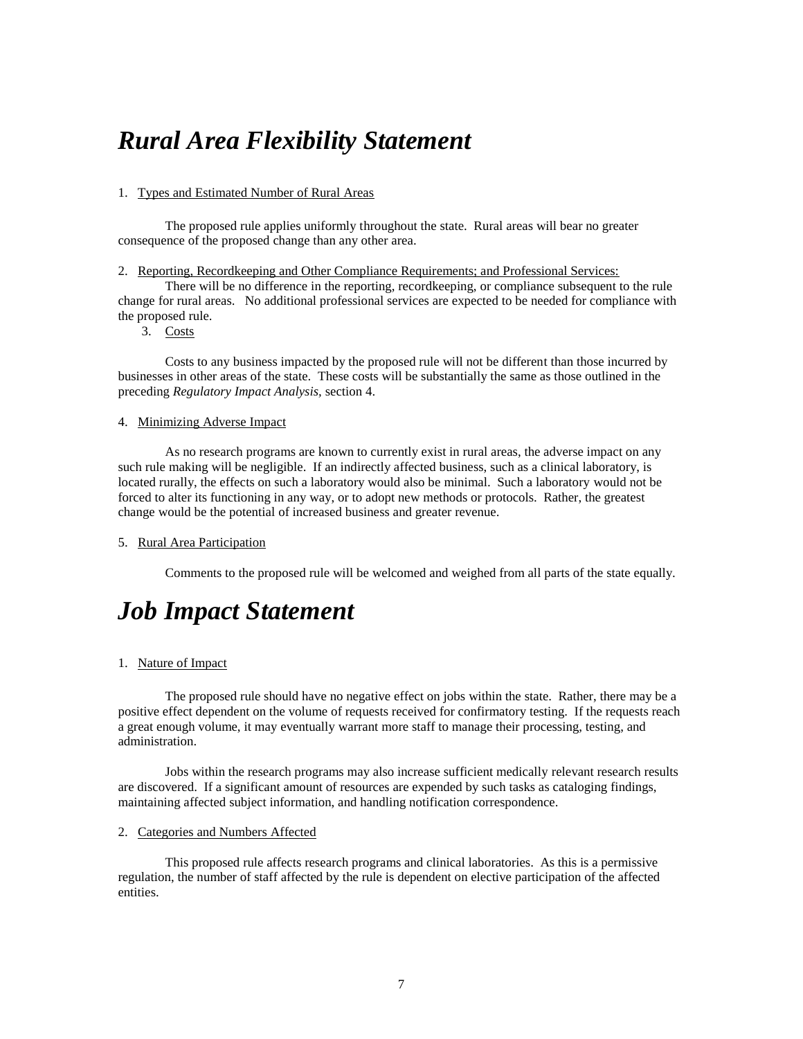# *Rural Area Flexibility Statement*

1. Types and Estimated Number of Rural Areas

The proposed rule applies uniformly throughout the state. Rural areas will bear no greater consequence of the proposed change than any other area.

2. Reporting, Recordkeeping and Other Compliance Requirements; and Professional Services:

There will be no difference in the reporting, recordkeeping, or compliance subsequent to the rule change for rural areas. No additional professional services are expected to be needed for compliance with the proposed rule.

3. Costs

Costs to any business impacted by the proposed rule will not be different than those incurred by businesses in other areas of the state. These costs will be substantially the same as those outlined in the preceding *Regulatory Impact Analysis*, section 4.

4. Minimizing Adverse Impact

As no research programs are known to currently exist in rural areas, the adverse impact on any such rule making will be negligible. If an indirectly affected business, such as a clinical laboratory, is located rurally, the effects on such a laboratory would also be minimal. Such a laboratory would not be forced to alter its functioning in any way, or to adopt new methods or protocols. Rather, the greatest change would be the potential of increased business and greater revenue.

5. Rural Area Participation

Comments to the proposed rule will be welcomed and weighed from all parts of the state equally.

# *Job Impact Statement*

1. Nature of Impact

The proposed rule should have no negative effect on jobs within the state. Rather, there may be a positive effect dependent on the volume of requests received for confirmatory testing. If the requests reach a great enough volume, it may eventually warrant more staff to manage their processing, testing, and administration.

Jobs within the research programs may also increase sufficient medically relevant research results are discovered. If a significant amount of resources are expended by such tasks as cataloging findings, maintaining affected subject information, and handling notification correspondence.

2. Categories and Numbers Affected

This proposed rule affects research programs and clinical laboratories. As this is a permissive regulation, the number of staff affected by the rule is dependent on elective participation of the affected entities.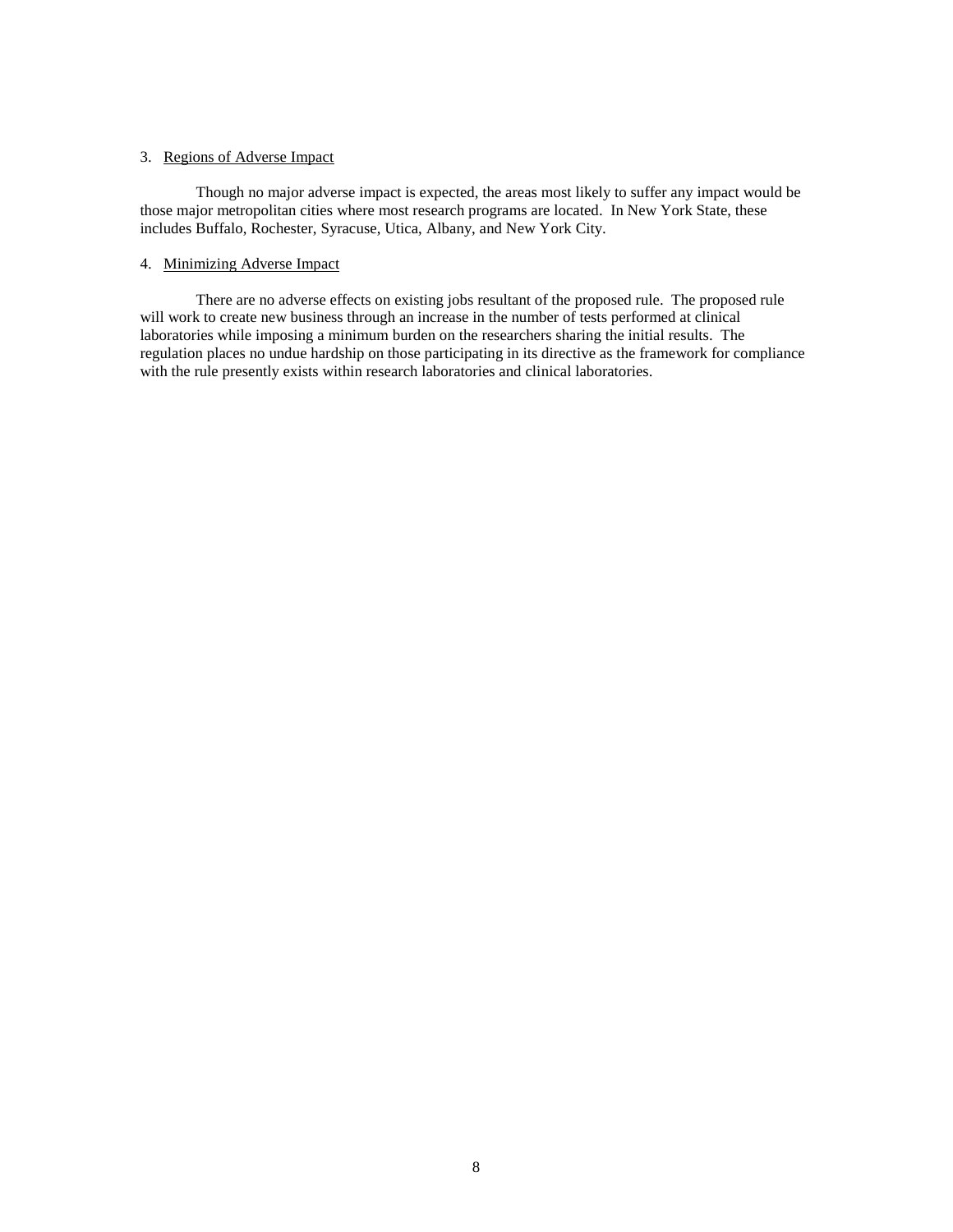3. Regions of Adverse Impact

Though no major adverse impact is expected, the areas most likely to suffer any impact would be those major metropolitan cities where most research programs are located. In New York State, these includes Buffalo, Rochester, Syracuse, Utica, Albany, and New York City.

4. Minimizing Adverse Impact

There are no adverse effects on existing jobs resultant of the proposed rule. The proposed rule will work to create new business through an increase in the number of tests performed at clinical laboratories while imposing a minimum burden on the researchers sharing the initial results. The regulation places no undue hardship on those participating in its directive as the framework for compliance with the rule presently exists within research laboratories and clinical laboratories.